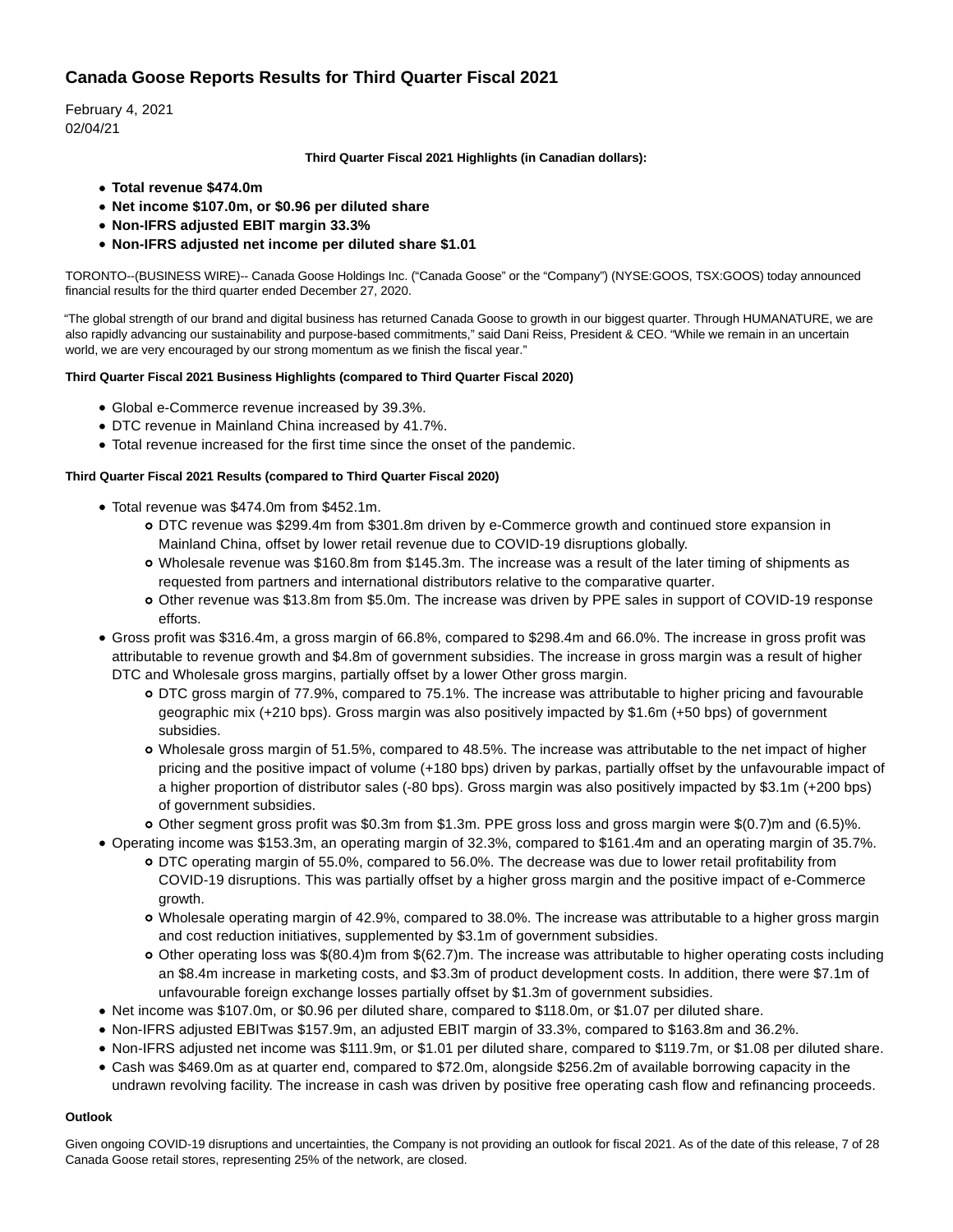# Canada Goose Reports Results for Third Quarter Fiscal 2021

February 4, 2021
02/04/21

**Third Quarter Fiscal 2021 Highlights (in Canadian dollars):**

- **Total revenue $474.0m**
- **Net income $107.0m, or $0.96 per diluted share**
- **Non-IFRS adjusted EBIT margin 33.3%**
- **Non-IFRS adjusted net income per diluted share $1.01**

TORONTO--(BUSINESS WIRE)-- Canada Goose Holdings Inc. ("Canada Goose" or the "Company") (NYSE:GOOS, TSX:GOOS) today announced financial results for the third quarter ended December 27, 2020.

"The global strength of our brand and digital business has returned Canada Goose to growth in our biggest quarter. Through HUMANATURE, we are also rapidly advancing our sustainability and purpose-based commitments," said Dani Reiss, President & CEO. "While we remain in an uncertain world, we are very encouraged by our strong momentum as we finish the fiscal year."

**Third Quarter Fiscal 2021 Business Highlights (compared to Third Quarter Fiscal 2020)**

- Global e-Commerce revenue increased by 39.3%.
- DTC revenue in Mainland China increased by 41.7%.
- Total revenue increased for the first time since the onset of the pandemic.

**Third Quarter Fiscal 2021 Results (compared to Third Quarter Fiscal 2020)**

- Total revenue was $474.0m from $452.1m.
  - DTC revenue was $299.4m from $301.8m driven by e-Commerce growth and continued store expansion in Mainland China, offset by lower retail revenue due to COVID-19 disruptions globally.
  - Wholesale revenue was $160.8m from $145.3m. The increase was a result of the later timing of shipments as requested from partners and international distributors relative to the comparative quarter.
  - Other revenue was $13.8m from $5.0m. The increase was driven by PPE sales in support of COVID-19 response efforts.
- Gross profit was $316.4m, a gross margin of 66.8%, compared to $298.4m and 66.0%. The increase in gross profit was attributable to revenue growth and $4.8m of government subsidies. The increase in gross margin was a result of higher DTC and Wholesale gross margins, partially offset by a lower Other gross margin.
  - DTC gross margin of 77.9%, compared to 75.1%. The increase was attributable to higher pricing and favourable geographic mix (+210 bps). Gross margin was also positively impacted by $1.6m (+50 bps) of government subsidies.
  - Wholesale gross margin of 51.5%, compared to 48.5%. The increase was attributable to the net impact of higher pricing and the positive impact of volume (+180 bps) driven by parkas, partially offset by the unfavourable impact of a higher proportion of distributor sales (-80 bps). Gross margin was also positively impacted by $3.1m (+200 bps) of government subsidies.
  - Other segment gross profit was $0.3m from $1.3m. PPE gross loss and gross margin were $(0.7)m and (6.5)%.
- Operating income was $153.3m, an operating margin of 32.3%, compared to $161.4m and an operating margin of 35.7%.
  - DTC operating margin of 55.0%, compared to 56.0%. The decrease was due to lower retail profitability from COVID-19 disruptions. This was partially offset by a higher gross margin and the positive impact of e-Commerce growth.
  - Wholesale operating margin of 42.9%, compared to 38.0%. The increase was attributable to a higher gross margin and cost reduction initiatives, supplemented by $3.1m of government subsidies.
  - Other operating loss was $(80.4)m from $(62.7)m. The increase was attributable to higher operating costs including an $8.4m increase in marketing costs, and $3.3m of product development costs. In addition, there were $7.1m of unfavourable foreign exchange losses partially offset by $1.3m of government subsidies.
- Net income was $107.0m, or $0.96 per diluted share, compared to $118.0m, or $1.07 per diluted share.
- Non-IFRS adjusted EBITwas $157.9m, an adjusted EBIT margin of 33.3%, compared to $163.8m and 36.2%.
- Non-IFRS adjusted net income was $111.9m, or $1.01 per diluted share, compared to $119.7m, or $1.08 per diluted share.
- Cash was $469.0m as at quarter end, compared to $72.0m, alongside $256.2m of available borrowing capacity in the undrawn revolving facility. The increase in cash was driven by positive free operating cash flow and refinancing proceeds.

**Outlook**

Given ongoing COVID-19 disruptions and uncertainties, the Company is not providing an outlook for fiscal 2021. As of the date of this release, 7 of 28 Canada Goose retail stores, representing 25% of the network, are closed.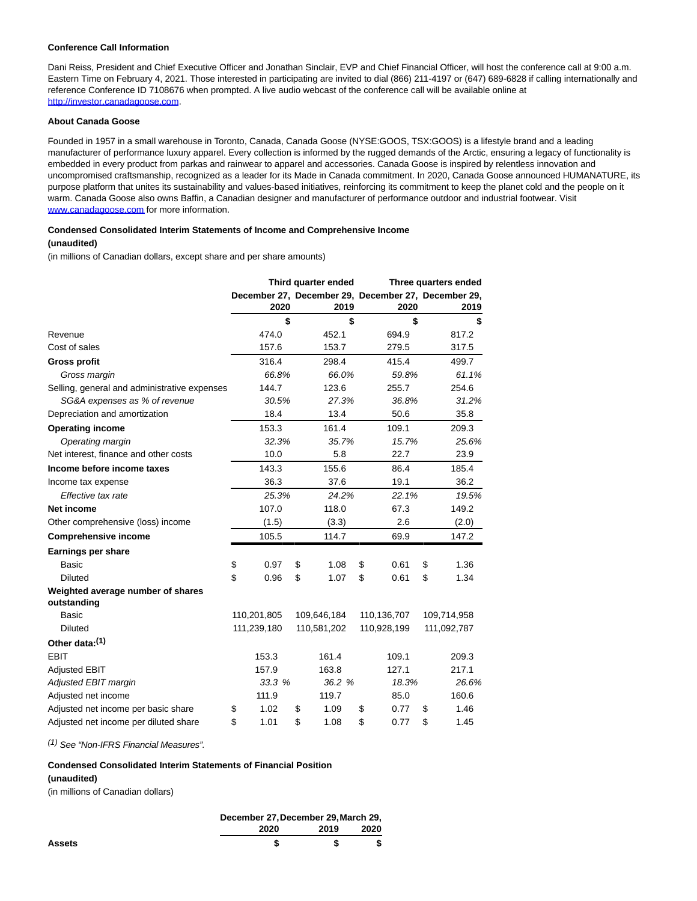**Conference Call Information**

Dani Reiss, President and Chief Executive Officer and Jonathan Sinclair, EVP and Chief Financial Officer, will host the conference call at 9:00 a.m. Eastern Time on February 4, 2021. Those interested in participating are invited to dial (866) 211-4197 or (647) 689-6828 if calling internationally and reference Conference ID 7108676 when prompted. A live audio webcast of the conference call will be available online at http://investor.canadagoose.com.

**About Canada Goose**

Founded in 1957 in a small warehouse in Toronto, Canada, Canada Goose (NYSE:GOOS, TSX:GOOS) is a lifestyle brand and a leading manufacturer of performance luxury apparel. Every collection is informed by the rugged demands of the Arctic, ensuring a legacy of functionality is embedded in every product from parkas and rainwear to apparel and accessories. Canada Goose is inspired by relentless innovation and uncompromised craftsmanship, recognized as a leader for its Made in Canada commitment. In 2020, Canada Goose announced HUMANATURE, its purpose platform that unites its sustainability and values-based initiatives, reinforcing its commitment to keep the planet cold and the people on it warm. Canada Goose also owns Baffin, a Canadian designer and manufacturer of performance outdoor and industrial footwear. Visit www.canadagoose.com for more information.

**Condensed Consolidated Interim Statements of Income and Comprehensive Income**

**(unaudited)**

(in millions of Canadian dollars, except share and per share amounts)

| | Third quarter ended | | Three quarters ended | |
|---|---|---|---|---|
| | December 27, 2020 | December 29, 2019 | December 27, 2020 | December 29, 2019 |
| | $ | $ | $ | $ |
| Revenue | 474.0 | 452.1 | 694.9 | 817.2 |
| Cost of sales | 157.6 | 153.7 | 279.5 | 317.5 |
| **Gross profit** | 316.4 | 298.4 | 415.4 | 499.7 |
| *Gross margin* | *66.8%* | *66.0%* | *59.8%* | *61.1%* |
| Selling, general and administrative expenses | 144.7 | 123.6 | 255.7 | 254.6 |
| *SG&A expenses as % of revenue* | *30.5%* | *27.3%* | *36.8%* | *31.2%* |
| Depreciation and amortization | 18.4 | 13.4 | 50.6 | 35.8 |
| **Operating income** | 153.3 | 161.4 | 109.1 | 209.3 |
| *Operating margin* | *32.3%* | *35.7%* | *15.7%* | *25.6%* |
| Net interest, finance and other costs | 10.0 | 5.8 | 22.7 | 23.9 |
| **Income before income taxes** | 143.3 | 155.6 | 86.4 | 185.4 |
| Income tax expense | 36.3 | 37.6 | 19.1 | 36.2 |
| *Effective tax rate* | *25.3%* | *24.2%* | *22.1%* | *19.5%* |
| **Net income** | 107.0 | 118.0 | 67.3 | 149.2 |
| Other comprehensive (loss) income | (1.5) | (3.3) | 2.6 | (2.0) |
| **Comprehensive income** | 105.5 | 114.7 | 69.9 | 147.2 |
| **Earnings per share** | | | | |
| Basic | $ 0.97 | $ 1.08 | $ 0.61 | $ 1.36 |
| Diluted | $ 0.96 | $ 1.07 | $ 0.61 | $ 1.34 |
| **Weighted average number of shares outstanding** | | | | |
| Basic | 110,201,805 | 109,646,184 | 110,136,707 | 109,714,958 |
| Diluted | 111,239,180 | 110,581,202 | 110,928,199 | 111,092,787 |
| **Other data:**[(1)] | | | | |
| EBIT | 153.3 | 161.4 | 109.1 | 209.3 |
| Adjusted EBIT | 157.9 | 163.8 | 127.1 | 217.1 |
| *Adjusted EBIT margin* | *33.3 %* | *36.2 %* | *18.3%* | *26.6%* |
| Adjusted net income | 111.9 | 119.7 | 85.0 | 160.6 |
| Adjusted net income per basic share | $ 1.02 | $ 1.09 | $ 0.77 | $ 1.46 |
| Adjusted net income per diluted share | $ 1.01 | $ 1.08 | $ 0.77 | $ 1.45 |

*(1) See "Non-IFRS Financial Measures".*

**Condensed Consolidated Interim Statements of Financial Position**

**(unaudited)**

(in millions of Canadian dollars)

| | December 27, 2020 | December 29, 2019 | March 29, 2020 |
|---|---|---|---|
| **Assets** | $ | $ | $ |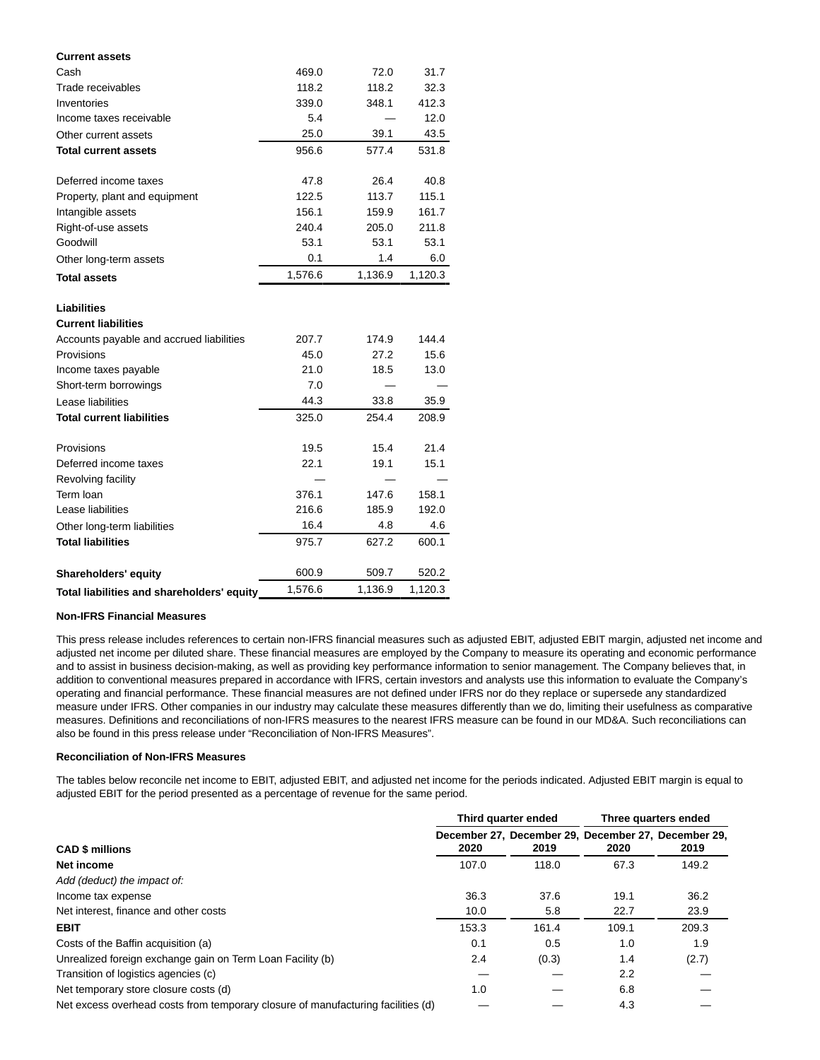| | | | |
|---|---|---|---|
| **Current assets** | | | |
| Cash | 469.0 | 72.0 | 31.7 |
| Trade receivables | 118.2 | 118.2 | 32.3 |
| Inventories | 339.0 | 348.1 | 412.3 |
| Income taxes receivable | 5.4 | — | 12.0 |
| Other current assets | 25.0 | 39.1 | 43.5 |
| **Total current assets** | 956.6 | 577.4 | 531.8 |
| | | | |
| Deferred income taxes | 47.8 | 26.4 | 40.8 |
| Property, plant and equipment | 122.5 | 113.7 | 115.1 |
| Intangible assets | 156.1 | 159.9 | 161.7 |
| Right-of-use assets | 240.4 | 205.0 | 211.8 |
| Goodwill | 53.1 | 53.1 | 53.1 |
| Other long-term assets | 0.1 | 1.4 | 6.0 |
| **Total assets** | 1,576.6 | 1,136.9 | 1,120.3 |
| | | | |
| **Liabilities** | | | |
| **Current liabilities** | | | |
| Accounts payable and accrued liabilities | 207.7 | 174.9 | 144.4 |
| Provisions | 45.0 | 27.2 | 15.6 |
| Income taxes payable | 21.0 | 18.5 | 13.0 |
| Short-term borrowings | 7.0 | — | — |
| Lease liabilities | 44.3 | 33.8 | 35.9 |
| **Total current liabilities** | 325.0 | 254.4 | 208.9 |
| | | | |
| Provisions | 19.5 | 15.4 | 21.4 |
| Deferred income taxes | 22.1 | 19.1 | 15.1 |
| Revolving facility | — | — | — |
| Term loan | 376.1 | 147.6 | 158.1 |
| Lease liabilities | 216.6 | 185.9 | 192.0 |
| Other long-term liabilities | 16.4 | 4.8 | 4.6 |
| **Total liabilities** | 975.7 | 627.2 | 600.1 |
| | | | |
| **Shareholders' equity** | 600.9 | 509.7 | 520.2 |
| **Total liabilities and shareholders' equity** | 1,576.6 | 1,136.9 | 1,120.3 |

**Non-IFRS Financial Measures**

This press release includes references to certain non-IFRS financial measures such as adjusted EBIT, adjusted EBIT margin, adjusted net income and adjusted net income per diluted share. These financial measures are employed by the Company to measure its operating and economic performance and to assist in business decision-making, as well as providing key performance information to senior management. The Company believes that, in addition to conventional measures prepared in accordance with IFRS, certain investors and analysts use this information to evaluate the Company's operating and financial performance. These financial measures are not defined under IFRS nor do they replace or supersede any standardized measure under IFRS. Other companies in our industry may calculate these measures differently than we do, limiting their usefulness as comparative measures. Definitions and reconciliations of non-IFRS measures to the nearest IFRS measure can be found in our MD&A. Such reconciliations can also be found in this press release under "Reconciliation of Non-IFRS Measures".

**Reconciliation of Non-IFRS Measures**

The tables below reconcile net income to EBIT, adjusted EBIT, and adjusted net income for the periods indicated. Adjusted EBIT margin is equal to adjusted EBIT for the period presented as a percentage of revenue for the same period.

| | Third quarter ended | | Three quarters ended | |
|---|---|---|---|---|
| **CAD $ millions** | **December 27, 2020** | **December 29, 2019** | **December 27, 2020** | **December 29, 2019** |
| **Net income** | 107.0 | 118.0 | 67.3 | 149.2 |
| *Add (deduct) the impact of:* | | | | |
| Income tax expense | 36.3 | 37.6 | 19.1 | 36.2 |
| Net interest, finance and other costs | 10.0 | 5.8 | 22.7 | 23.9 |
| **EBIT** | 153.3 | 161.4 | 109.1 | 209.3 |
| Costs of the Baffin acquisition (a) | 0.1 | 0.5 | 1.0 | 1.9 |
| Unrealized foreign exchange gain on Term Loan Facility (b) | 2.4 | (0.3) | 1.4 | (2.7) |
| Transition of logistics agencies (c) | — | — | 2.2 | — |
| Net temporary store closure costs (d) | 1.0 | — | 6.8 | — |
| Net excess overhead costs from temporary closure of manufacturing facilities (d) | — | — | 4.3 | — |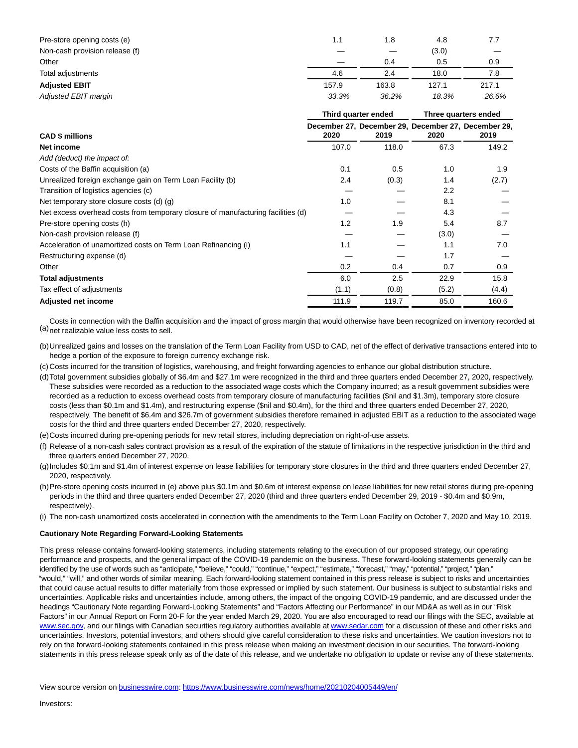| | | | | |
|---|---|---|---|---|
| Pre-store opening costs (e) | 1.1 | 1.8 | 4.8 | 7.7 |
| Non-cash provision release (f) | — | — | (3.0) | — |
| Other | — | 0.4 | 0.5 | 0.9 |
| Total adjustments | 4.6 | 2.4 | 18.0 | 7.8 |
| **Adjusted EBIT** | 157.9 | 163.8 | 127.1 | 217.1 |
| *Adjusted EBIT margin* | *33.3%* | *36.2%* | *18.3%* | *26.6%* |

| | Third quarter ended | | Three quarters ended | |
|---|---|---|---|---|
| **CAD $ millions** | **December 27, 2020** | **December 29, 2019** | **December 27, 2020** | **December 29, 2019** |
| **Net income** | 107.0 | 118.0 | 67.3 | 149.2 |
| *Add (deduct) the impact of:* | | | | |
| Costs of the Baffin acquisition (a) | 0.1 | 0.5 | 1.0 | 1.9 |
| Unrealized foreign exchange gain on Term Loan Facility (b) | 2.4 | (0.3) | 1.4 | (2.7) |
| Transition of logistics agencies (c) | — | — | 2.2 | — |
| Net temporary store closure costs (d) (g) | 1.0 | — | 8.1 | — |
| Net excess overhead costs from temporary closure of manufacturing facilities (d) | — | — | 4.3 | — |
| Pre-store opening costs (h) | 1.2 | 1.9 | 5.4 | 8.7 |
| Non-cash provision release (f) | — | — | (3.0) | — |
| Acceleration of unamortized costs on Term Loan Refinancing (i) | 1.1 | — | 1.1 | 7.0 |
| Restructuring expense (d) | — | — | 1.7 | — |
| Other | 0.2 | 0.4 | 0.7 | 0.9 |
| **Total adjustments** | 6.0 | 2.5 | 22.9 | 15.8 |
| Tax effect of adjustments | (1.1) | (0.8) | (5.2) | (4.4) |
| **Adjusted net income** | 111.9 | 119.7 | 85.0 | 160.6 |

(a) Costs in connection with the Baffin acquisition and the impact of gross margin that would otherwise have been recognized on inventory recorded at net realizable value less costs to sell.

(b) Unrealized gains and losses on the translation of the Term Loan Facility from USD to CAD, net of the effect of derivative transactions entered into to hedge a portion of the exposure to foreign currency exchange risk.

(c) Costs incurred for the transition of logistics, warehousing, and freight forwarding agencies to enhance our global distribution structure.

(d) Total government subsidies globally of $6.4m and $27.1m were recognized in the third and three quarters ended December 27, 2020, respectively. These subsidies were recorded as a reduction to the associated wage costs which the Company incurred; as a result government subsidies were recorded as a reduction to excess overhead costs from temporary closure of manufacturing facilities ($nil and $1.3m), temporary store closure costs (less than $0.1m and $1.4m), and restructuring expense ($nil and $0.4m), for the third and three quarters ended December 27, 2020, respectively. The benefit of $6.4m and $26.7m of government subsidies therefore remained in adjusted EBIT as a reduction to the associated wage costs for the third and three quarters ended December 27, 2020, respectively.

(e) Costs incurred during pre-opening periods for new retail stores, including depreciation on right-of-use assets.

(f) Release of a non-cash sales contract provision as a result of the expiration of the statute of limitations in the respective jurisdiction in the third and three quarters ended December 27, 2020.

(g) Includes $0.1m and $1.4m of interest expense on lease liabilities for temporary store closures in the third and three quarters ended December 27, 2020, respectively.

(h) Pre-store opening costs incurred in (e) above plus $0.1m and $0.6m of interest expense on lease liabilities for new retail stores during pre-opening periods in the third and three quarters ended December 27, 2020 (third and three quarters ended December 29, 2019 - $0.4m and $0.9m, respectively).

(i) The non-cash unamortized costs accelerated in connection with the amendments to the Term Loan Facility on October 7, 2020 and May 10, 2019.

**Cautionary Note Regarding Forward-Looking Statements**

This press release contains forward-looking statements, including statements relating to the execution of our proposed strategy, our operating performance and prospects, and the general impact of the COVID-19 pandemic on the business. These forward-looking statements generally can be identified by the use of words such as "anticipate," "believe," "could," "continue," "expect," "estimate," "forecast," "may," "potential," "project," "plan," "would," "will," and other words of similar meaning. Each forward-looking statement contained in this press release is subject to risks and uncertainties that could cause actual results to differ materially from those expressed or implied by such statement. Our business is subject to substantial risks and uncertainties. Applicable risks and uncertainties include, among others, the impact of the ongoing COVID-19 pandemic, and are discussed under the headings "Cautionary Note regarding Forward-Looking Statements" and "Factors Affecting our Performance" in our MD&A as well as in our "Risk Factors" in our Annual Report on Form 20-F for the year ended March 29, 2020. You are also encouraged to read our filings with the SEC, available at www.sec.gov, and our filings with Canadian securities regulatory authorities available at www.sedar.com for a discussion of these and other risks and uncertainties. Investors, potential investors, and others should give careful consideration to these risks and uncertainties. We caution investors not to rely on the forward-looking statements contained in this press release when making an investment decision in our securities. The forward-looking statements in this press release speak only as of the date of this release, and we undertake no obligation to update or revise any of these statements.

View source version on businesswire.com: https://www.businesswire.com/news/home/20210204005449/en/

Investors: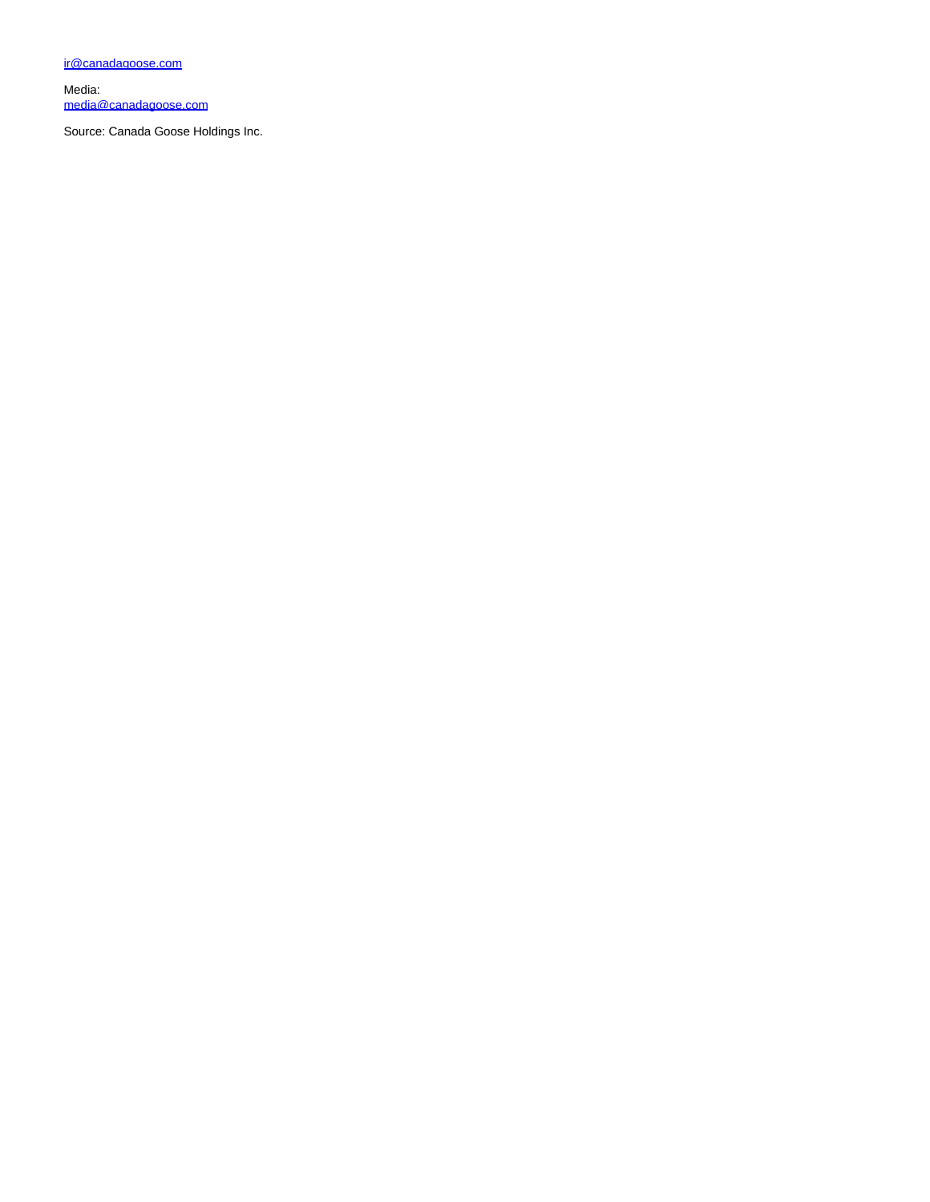ir@canadagoose.com

Media:
media@canadagoose.com

Source: Canada Goose Holdings Inc.